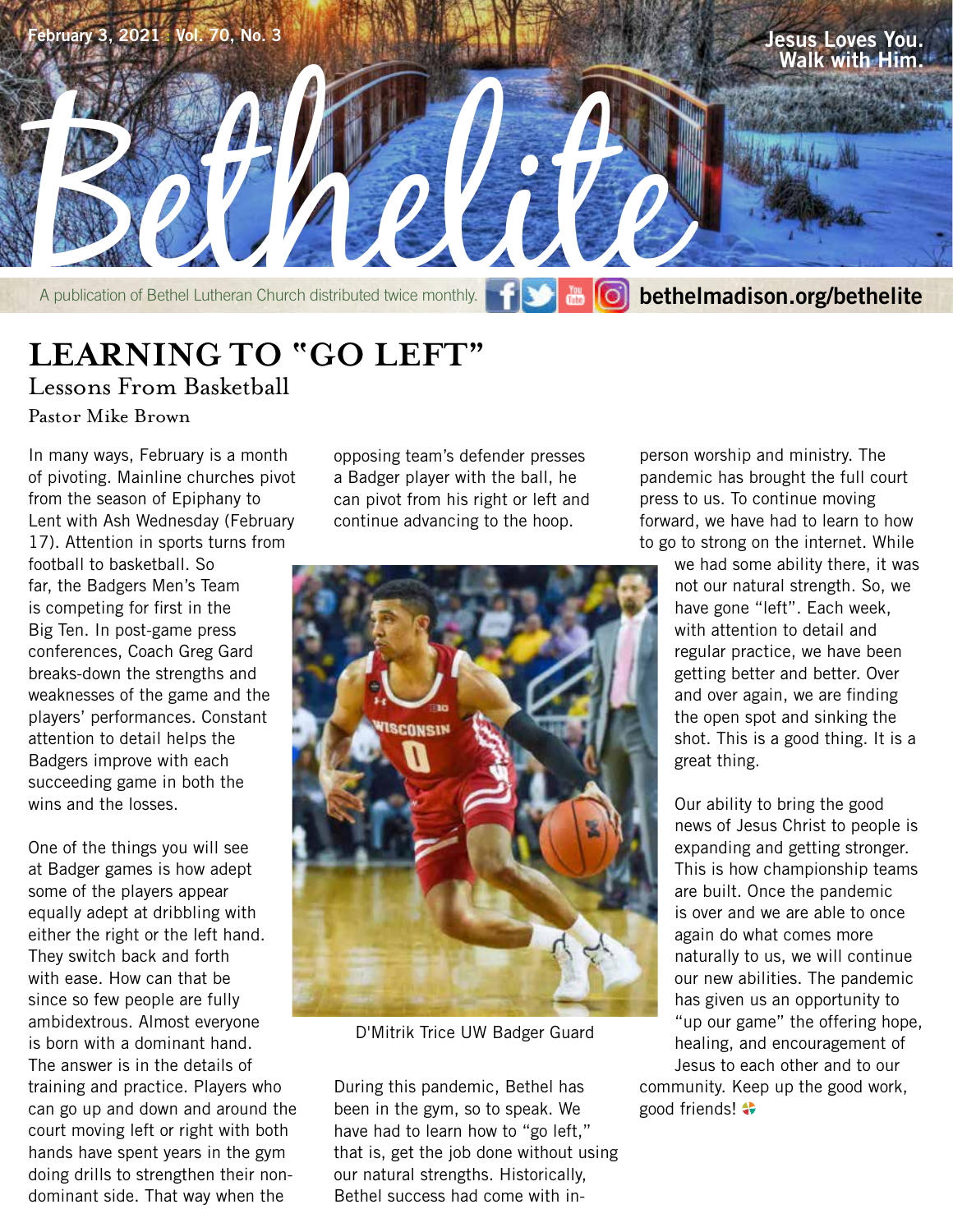February 3, 2021 · Vol. 70, No. 3

Jesus Loves You. Walk with Him.

# Bethelite

A publication of Bethel Lutheran Church distributed twice monthly. bethelmadison.org/bethelite

## LEARNING TO "GO LEFT"

### Lessons From Basketball

Pastor Mike Brown

In many ways, February is a month of pivoting. Mainline churches pivot from the season of Epiphany to Lent with Ash Wednesday (February 17). Attention in sports turns from football to basketball. So far, the Badgers Men's Team is competing for first in the Big Ten. In post-game press conferences, Coach Greg Gard breaks-down the strengths and weaknesses of the game and the players' performances. Constant attention to detail helps the Badgers improve with each succeeding game in both the wins and the losses.

One of the things you will see at Badger games is how adept some of the players appear equally adept at dribbling with either the right or the left hand. They switch back and forth with ease. How can that be since so few people are fully ambidextrous. Almost everyone is born with a dominant hand. The answer is in the details of training and practice. Players who can go up and down and around the court moving left or right with both hands have spent years in the gym doing drills to strengthen their non-dominant side. That way when the opposing team's defender presses a Badger player with the ball, he can pivot from his right or left and continue advancing to the hoop.

D'Mitrik Trice UW Badger Guard

During this pandemic, Bethel has been in the gym, so to speak. We have had to learn how to "go left," that is, get the job done without using our natural strengths. Historically, Bethel success had come with in-person worship and ministry. The pandemic has brought the full court press to us. To continue moving forward, we have had to learn to how to go to strong on the internet. While we had some ability there, it was not our natural strength. So, we have gone "left". Each week, with attention to detail and regular practice, we have been getting better and better. Over and over again, we are finding the open spot and sinking the shot. This is a good thing. It is a great thing.

Our ability to bring the good news of Jesus Christ to people is expanding and getting stronger. This is how championship teams are built. Once the pandemic is over and we are able to once again do what comes more naturally to us, we will continue our new abilities. The pandemic has given us an opportunity to "up our game" the offering hope, healing, and encouragement of Jesus to each other and to our community. Keep up the good work, good friends!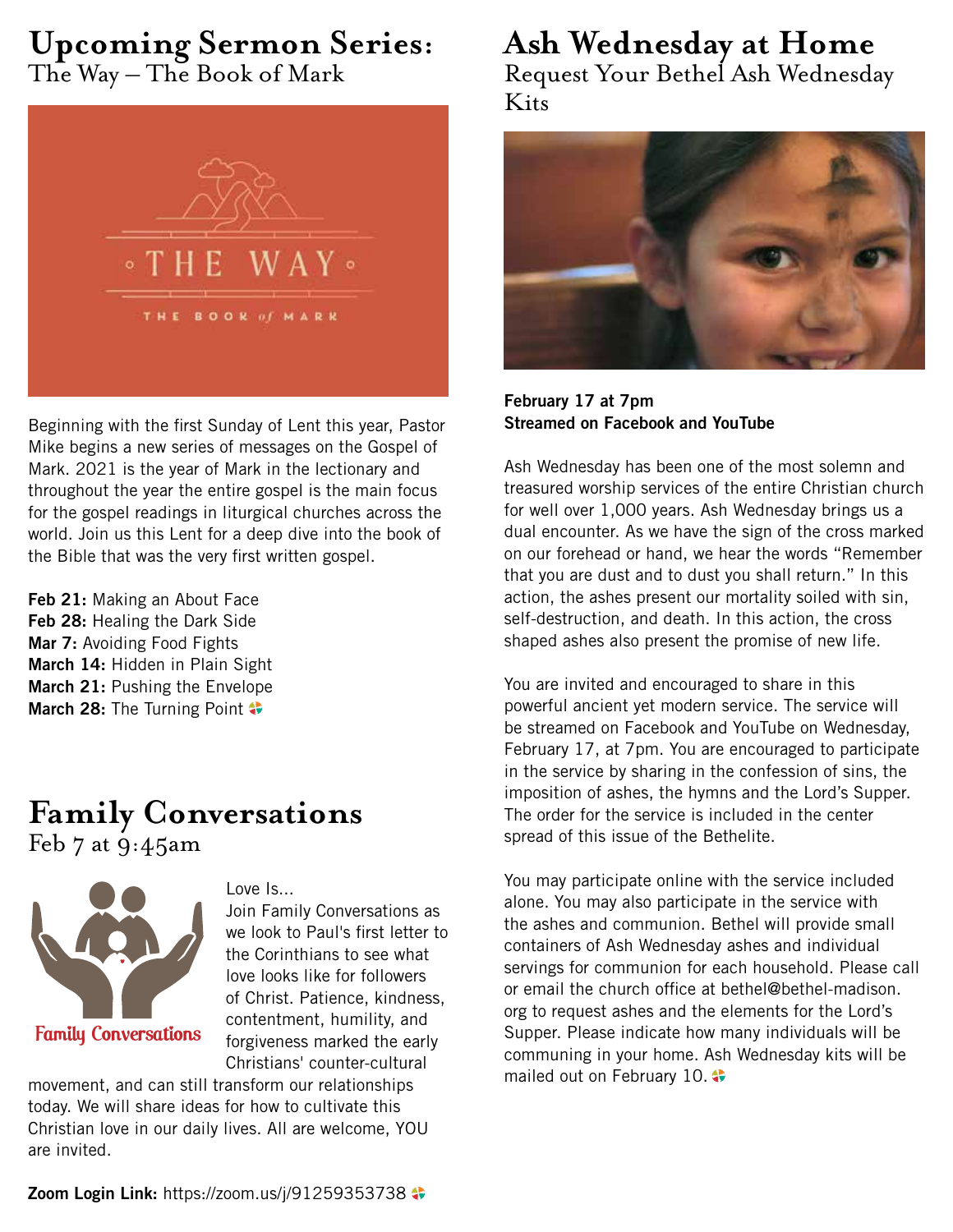# Upcoming Sermon Series:

## The Way – The Book of Mark

Beginning with the first Sunday of Lent this year, Pastor Mike begins a new series of messages on the Gospel of Mark. 2021 is the year of Mark in the lectionary and throughout the year the entire gospel is the main focus for the gospel readings in liturgical churches across the world. Join us this Lent for a deep dive into the book of the Bible that was the very first written gospel.

**Feb 21:** Making an About Face
**Feb 28:** Healing the Dark Side
**Mar 7:** Avoiding Food Fights
**March 14:** Hidden in Plain Sight
**March 21:** Pushing the Envelope
**March 28:** The Turning Point

# Family Conversations

## Feb 7 at 9:45am

Love Is...

Join Family Conversations as we look to Paul's first letter to the Corinthians to see what love looks like for followers of Christ. Patience, kindness, contentment, humility, and forgiveness marked the early Christians' counter-cultural movement, and can still transform our relationships today. We will share ideas for how to cultivate this Christian love in our daily lives. All are welcome, YOU are invited.

**Zoom Login Link:** https://zoom.us/j/91259353738

# Ash Wednesday at Home

## Request Your Bethel Ash Wednesday Kits

**February 17 at 7pm**
**Streamed on Facebook and YouTube**

Ash Wednesday has been one of the most solemn and treasured worship services of the entire Christian church for well over 1,000 years. Ash Wednesday brings us a dual encounter. As we have the sign of the cross marked on our forehead or hand, we hear the words "Remember that you are dust and to dust you shall return." In this action, the ashes present our mortality soiled with sin, self-destruction, and death. In this action, the cross shaped ashes also present the promise of new life.

You are invited and encouraged to share in this powerful ancient yet modern service. The service will be streamed on Facebook and YouTube on Wednesday, February 17, at 7pm. You are encouraged to participate in the service by sharing in the confession of sins, the imposition of ashes, the hymns and the Lord's Supper. The order for the service is included in the center spread of this issue of the Bethelite.

You may participate online with the service included alone. You may also participate in the service with the ashes and communion. Bethel will provide small containers of Ash Wednesday ashes and individual servings for communion for each household. Please call or email the church office at bethel@bethel-madison.org to request ashes and the elements for the Lord's Supper. Please indicate how many individuals will be communing in your home. Ash Wednesday kits will be mailed out on February 10.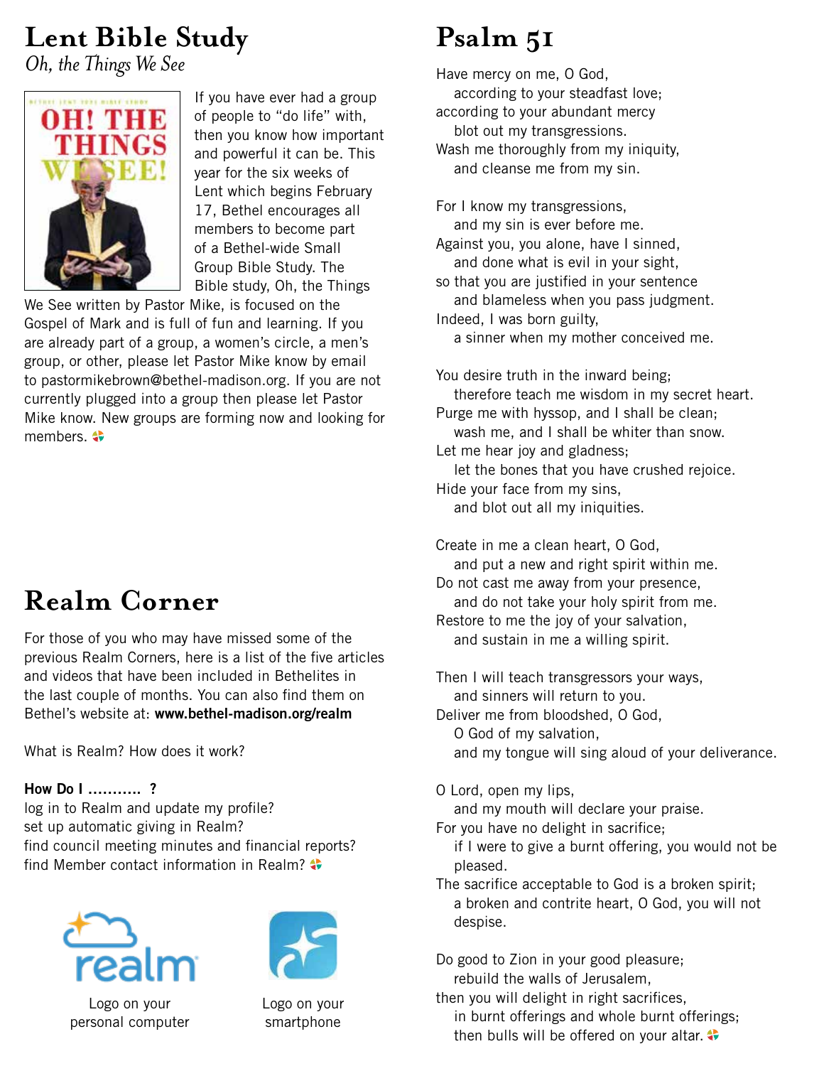# Lent Bible Study

*Oh, the Things We See*

If you have ever had a group of people to "do life" with, then you know how important and powerful it can be. This year for the six weeks of Lent which begins February 17, Bethel encourages all members to become part of a Bethel-wide Small Group Bible Study. The Bible study, Oh, the Things We See written by Pastor Mike, is focused on the Gospel of Mark and is full of fun and learning. If you are already part of a group, a women's circle, a men's group, or other, please let Pastor Mike know by email to pastormikebrown@bethel-madison.org. If you are not currently plugged into a group then please let Pastor Mike know. New groups are forming now and looking for members.

# Realm Corner

For those of you who may have missed some of the previous Realm Corners, here is a list of the five articles and videos that have been included in Bethelites in the last couple of months. You can also find them on Bethel's website at: **www.bethel-madison.org/realm**

What is Realm? How does it work?

**How Do I ........... ?**
log in to Realm and update my profile?
set up automatic giving in Realm?
find council meeting minutes and financial reports?
find Member contact information in Realm?

Logo on your personal computer

Logo on your smartphone

# Psalm 51

Have mercy on me, O God,
according to your steadfast love;
according to your abundant mercy
blot out my transgressions.
Wash me thoroughly from my iniquity,
and cleanse me from my sin.

For I know my transgressions,
and my sin is ever before me.
Against you, you alone, have I sinned,
and done what is evil in your sight,
so that you are justified in your sentence
and blameless when you pass judgment.
Indeed, I was born guilty,
a sinner when my mother conceived me.

You desire truth in the inward being;
therefore teach me wisdom in my secret heart.
Purge me with hyssop, and I shall be clean;
wash me, and I shall be whiter than snow.
Let me hear joy and gladness;
let the bones that you have crushed rejoice.
Hide your face from my sins,
and blot out all my iniquities.

Create in me a clean heart, O God,
and put a new and right spirit within me.
Do not cast me away from your presence,
and do not take your holy spirit from me.
Restore to me the joy of your salvation,
and sustain in me a willing spirit.

Then I will teach transgressors your ways,
and sinners will return to you.
Deliver me from bloodshed, O God,
O God of my salvation,
and my tongue will sing aloud of your deliverance.

O Lord, open my lips,
and my mouth will declare your praise.
For you have no delight in sacrifice;
if I were to give a burnt offering, you would not be pleased.
The sacrifice acceptable to God is a broken spirit;
a broken and contrite heart, O God, you will not despise.

Do good to Zion in your good pleasure;
rebuild the walls of Jerusalem,
then you will delight in right sacrifices,
in burnt offerings and whole burnt offerings;
then bulls will be offered on your altar.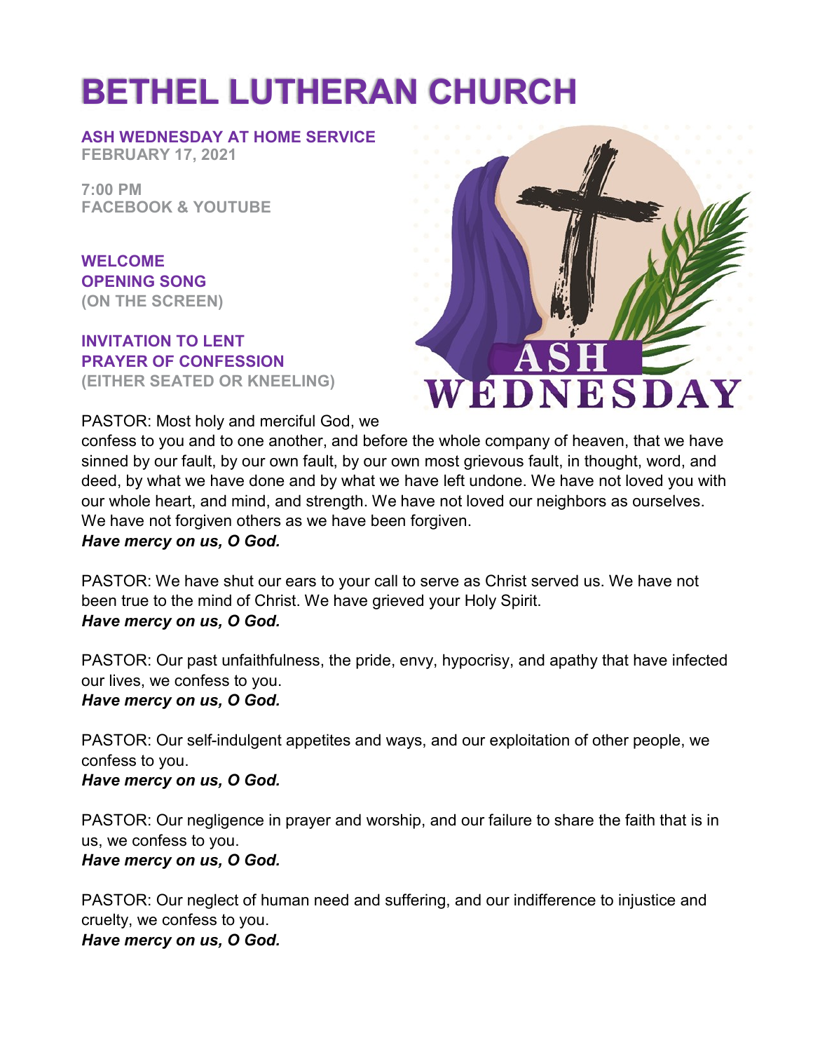# BETHEL LUTHERAN CHURCH

**ASH WEDNESDAY AT HOME SERVICE**
**FEBRUARY 17, 2021**

**7:00 PM**
**FACEBOOK & YOUTUBE**

**WELCOME**
**OPENING SONG**
**(ON THE SCREEN)**

**INVITATION TO LENT**
**PRAYER OF CONFESSION**
**(EITHER SEATED OR KNEELING)**

PASTOR: Most holy and merciful God, we confess to you and to one another, and before the whole company of heaven, that we have sinned by our fault, by our own fault, by our own most grievous fault, in thought, word, and deed, by what we have done and by what we have left undone. We have not loved you with our whole heart, and mind, and strength. We have not loved our neighbors as ourselves. We have not forgiven others as we have been forgiven.
***Have mercy on us, O God.***

PASTOR: We have shut our ears to your call to serve as Christ served us. We have not been true to the mind of Christ. We have grieved your Holy Spirit.
***Have mercy on us, O God.***

PASTOR: Our past unfaithfulness, the pride, envy, hypocrisy, and apathy that have infected our lives, we confess to you.
***Have mercy on us, O God.***

PASTOR: Our self-indulgent appetites and ways, and our exploitation of other people, we confess to you.
***Have mercy on us, O God.***

PASTOR: Our negligence in prayer and worship, and our failure to share the faith that is in us, we confess to you.
***Have mercy on us, O God.***

PASTOR: Our neglect of human need and suffering, and our indifference to injustice and cruelty, we confess to you.
***Have mercy on us, O God.***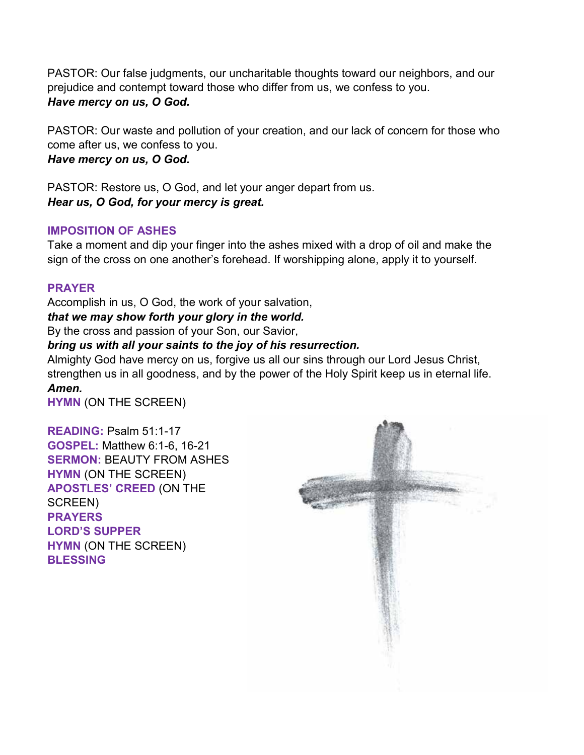PASTOR: Our false judgments, our uncharitable thoughts toward our neighbors, and our prejudice and contempt toward those who differ from us, we confess to you.
***Have mercy on us, O God.***

PASTOR: Our waste and pollution of your creation, and our lack of concern for those who come after us, we confess to you.
***Have mercy on us, O God.***

PASTOR: Restore us, O God, and let your anger depart from us.
***Hear us, O God, for your mercy is great.***

**IMPOSITION OF ASHES**

Take a moment and dip your finger into the ashes mixed with a drop of oil and make the sign of the cross on one another's forehead. If worshipping alone, apply it to yourself.

**PRAYER**

Accomplish in us, O God, the work of your salvation,
***that we may show forth your glory in the world.***
By the cross and passion of your Son, our Savior,
***bring us with all your saints to the joy of his resurrection.***
Almighty God have mercy on us, forgive us all our sins through our Lord Jesus Christ, strengthen us in all goodness, and by the power of the Holy Spirit keep us in eternal life.
***Amen.***

**HYMN** (ON THE SCREEN)

**READING:** Psalm 51:1-17
**GOSPEL:** Matthew 6:1-6, 16-21
**SERMON:** BEAUTY FROM ASHES
**HYMN** (ON THE SCREEN)
**APOSTLES' CREED** (ON THE SCREEN)
**PRAYERS**
**LORD'S SUPPER**
**HYMN** (ON THE SCREEN)
**BLESSING**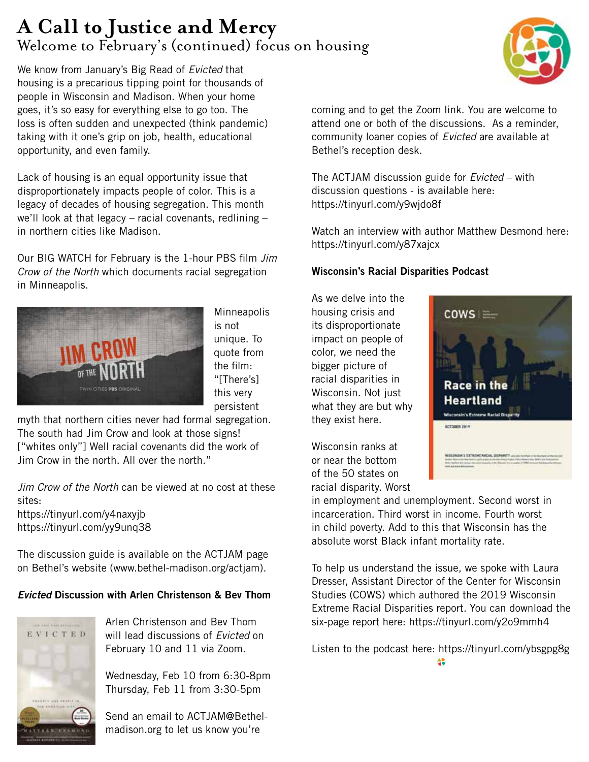# A Call to Justice and Mercy

## Welcome to February's (continued) focus on housing

We know from January's Big Read of *Evicted* that housing is a precarious tipping point for thousands of people in Wisconsin and Madison. When your home goes, it's so easy for everything else to go too. The loss is often sudden and unexpected (think pandemic) taking with it one's grip on job, health, educational opportunity, and even family.

Lack of housing is an equal opportunity issue that disproportionately impacts people of color. This is a legacy of decades of housing segregation. This month we'll look at that legacy – racial covenants, redlining – in northern cities like Madison.

Our BIG WATCH for February is the 1-hour PBS film *Jim Crow of the North* which documents racial segregation in Minneapolis.

Minneapolis is not unique. To quote from the film: "[There's] this very persistent myth that northern cities never had formal segregation. The south had Jim Crow and look at those signs! ["whites only"] Well racial covenants did the work of Jim Crow in the north. All over the north."

*Jim Crow of the North* can be viewed at no cost at these sites:
https://tinyurl.com/y4naxyjb
https://tinyurl.com/yy9unq38

The discussion guide is available on the ACTJAM page on Bethel's website (www.bethel-madison.org/actjam).

### *Evicted* Discussion with Arlen Christenson & Bev Thom

Arlen Christenson and Bev Thom will lead discussions of *Evicted* on February 10 and 11 via Zoom.

Wednesday, Feb 10 from 6:30-8pm
Thursday, Feb 11 from 3:30-5pm

Send an email to ACTJAM@Bethel-madison.org to let us know you're coming and to get the Zoom link. You are welcome to attend one or both of the discussions. As a reminder, community loaner copies of *Evicted* are available at Bethel's reception desk.

The ACTJAM discussion guide for *Evicted* – with discussion questions - is available here: https://tinyurl.com/y9wjdo8f

Watch an interview with author Matthew Desmond here: https://tinyurl.com/y87xajcx

### Wisconsin's Racial Disparities Podcast

As we delve into the housing crisis and its disproportionate impact on people of color, we need the bigger picture of racial disparities in Wisconsin. Not just what they are but why they exist here.

Wisconsin ranks at or near the bottom of the 50 states on racial disparity. Worst in employment and unemployment. Second worst in incarceration. Third worst in income. Fourth worst in child poverty. Add to this that Wisconsin has the absolute worst Black infant mortality rate.

To help us understand the issue, we spoke with Laura Dresser, Assistant Director of the Center for Wisconsin Studies (COWS) which authored the 2019 Wisconsin Extreme Racial Disparities report. You can download the six-page report here: https://tinyurl.com/y2o9mmh4

Listen to the podcast here: https://tinyurl.com/ybsgpg8g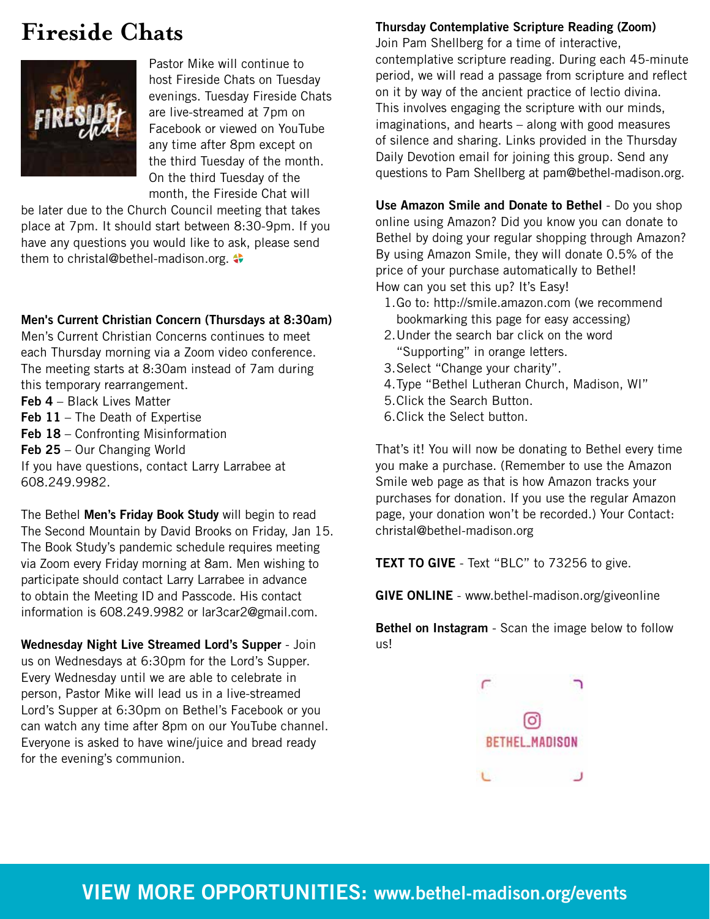# Fireside Chats

Pastor Mike will continue to host Fireside Chats on Tuesday evenings. Tuesday Fireside Chats are live-streamed at 7pm on Facebook or viewed on YouTube any time after 8pm except on the third Tuesday of the month. On the third Tuesday of the month, the Fireside Chat will be later due to the Church Council meeting that takes place at 7pm. It should start between 8:30-9pm. If you have any questions you would like to ask, please send them to christal@bethel-madison.org.

**Men's Current Christian Concern (Thursdays at 8:30am)**
Men's Current Christian Concerns continues to meet each Thursday morning via a Zoom video conference. The meeting starts at 8:30am instead of 7am during this temporary rearrangement.
**Feb 4** – Black Lives Matter
**Feb 11** – The Death of Expertise
**Feb 18** – Confronting Misinformation
**Feb 25** – Our Changing World
If you have questions, contact Larry Larrabee at 608.249.9982.

The Bethel **Men's Friday Book Study** will begin to read The Second Mountain by David Brooks on Friday, Jan 15. The Book Study's pandemic schedule requires meeting via Zoom every Friday morning at 8am. Men wishing to participate should contact Larry Larrabee in advance to obtain the Meeting ID and Passcode. His contact information is 608.249.9982 or lar3car2@gmail.com.

**Wednesday Night Live Streamed Lord's Supper** - Join us on Wednesdays at 6:30pm for the Lord's Supper. Every Wednesday until we are able to celebrate in person, Pastor Mike will lead us in a live-streamed Lord's Supper at 6:30pm on Bethel's Facebook or you can watch any time after 8pm on our YouTube channel. Everyone is asked to have wine/juice and bread ready for the evening's communion.

**Thursday Contemplative Scripture Reading (Zoom)**
Join Pam Shellberg for a time of interactive, contemplative scripture reading. During each 45-minute period, we will read a passage from scripture and reflect on it by way of the ancient practice of lectio divina. This involves engaging the scripture with our minds, imaginations, and hearts – along with good measures of silence and sharing. Links provided in the Thursday Daily Devotion email for joining this group. Send any questions to Pam Shellberg at pam@bethel-madison.org.

**Use Amazon Smile and Donate to Bethel** - Do you shop online using Amazon? Did you know you can donate to Bethel by doing your regular shopping through Amazon? By using Amazon Smile, they will donate 0.5% of the price of your purchase automatically to Bethel!
How can you set this up? It's Easy!

1. Go to: http://smile.amazon.com (we recommend bookmarking this page for easy accessing)
2. Under the search bar click on the word "Supporting" in orange letters.
3. Select "Change your charity".
4. Type "Bethel Lutheran Church, Madison, WI"
5. Click the Search Button.
6. Click the Select button.

That's it! You will now be donating to Bethel every time you make a purchase. (Remember to use the Amazon Smile web page as that is how Amazon tracks your purchases for donation. If you use the regular Amazon page, your donation won't be recorded.) Your Contact: christal@bethel-madison.org

**TEXT TO GIVE** - Text "BLC" to 73256 to give.

**GIVE ONLINE** - www.bethel-madison.org/giveonline

**Bethel on Instagram** - Scan the image below to follow us!

BETHEL_MADISON

**VIEW MORE OPPORTUNITIES: www.bethel-madison.org/events**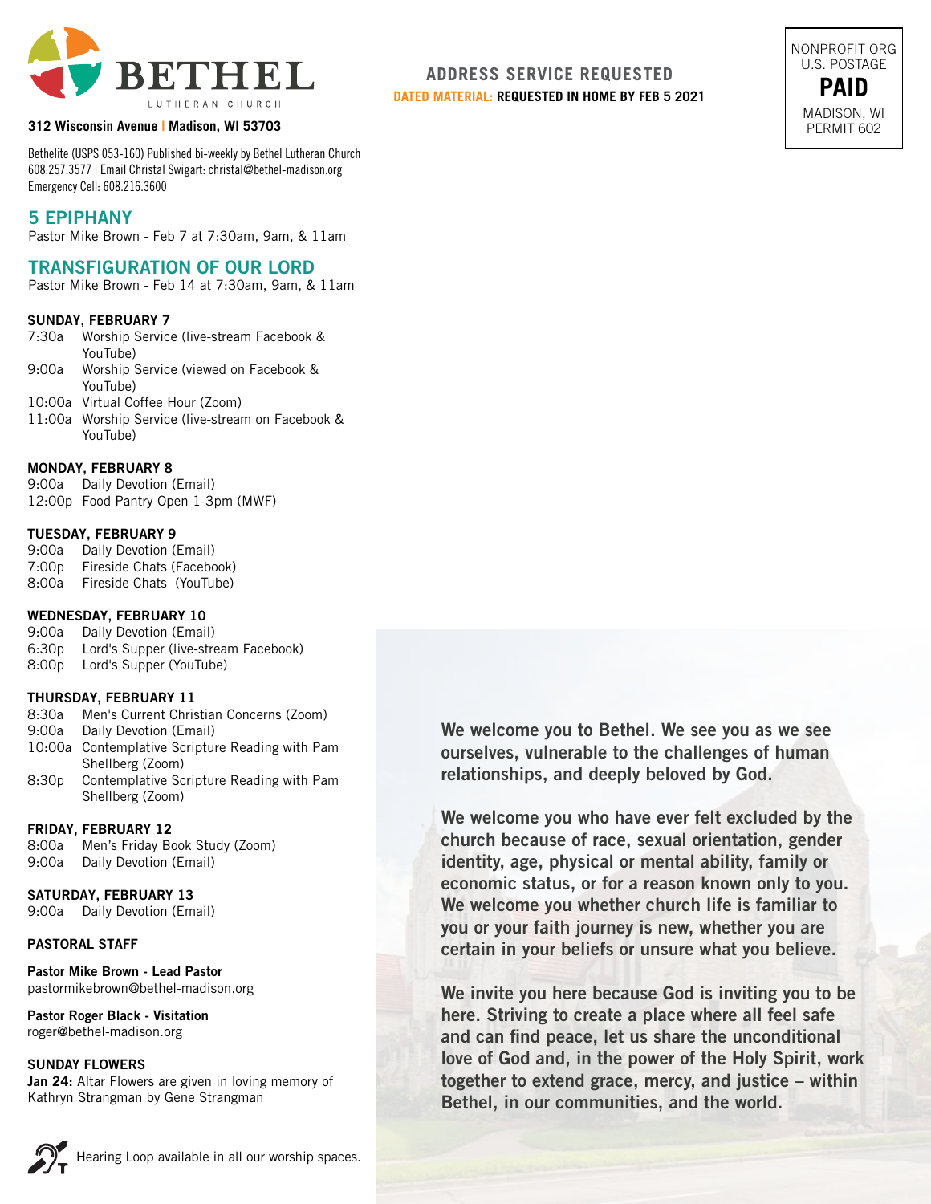# BETHEL

LUTHERAN CHURCH

**312 Wisconsin Avenue | Madison, WI 53703**

Bethelite (USPS 053-160) Published bi-weekly by Bethel Lutheran Church
608.257.3577 | Email Christal Swigart: christal@bethel-madison.org
Emergency Cell: 608.216.3600

**ADDRESS SERVICE REQUESTED**

**DATED MATERIAL: REQUESTED IN HOME BY FEB 5 2021**

NONPROFIT ORG
U.S. POSTAGE
**PAID**
MADISON, WI
PERMIT 602

## 5 EPIPHANY

Pastor Mike Brown - Feb 7 at 7:30am, 9am, & 11am

## TRANSFIGURATION OF OUR LORD

Pastor Mike Brown - Feb 14 at 7:30am, 9am, & 11am

### SUNDAY, FEBRUARY 7

7:30a Worship Service (live-stream Facebook & YouTube)
9:00a Worship Service (viewed on Facebook & YouTube)
10:00a Virtual Coffee Hour (Zoom)
11:00a Worship Service (live-stream on Facebook & YouTube)

### MONDAY, FEBRUARY 8

9:00a Daily Devotion (Email)
12:00p Food Pantry Open 1-3pm (MWF)

### TUESDAY, FEBRUARY 9

9:00a Daily Devotion (Email)
7:00p Fireside Chats (Facebook)
8:00a Fireside Chats (YouTube)

### WEDNESDAY, FEBRUARY 10

9:00a Daily Devotion (Email)
6:30p Lord's Supper (live-stream Facebook)
8:00p Lord's Supper (YouTube)

### THURSDAY, FEBRUARY 11

8:30a Men's Current Christian Concerns (Zoom)
9:00a Daily Devotion (Email)
10:00a Contemplative Scripture Reading with Pam Shellberg (Zoom)
8:30p Contemplative Scripture Reading with Pam Shellberg (Zoom)

### FRIDAY, FEBRUARY 12

8:00a Men's Friday Book Study (Zoom)
9:00a Daily Devotion (Email)

### SATURDAY, FEBRUARY 13

9:00a Daily Devotion (Email)

### PASTORAL STAFF

**Pastor Mike Brown - Lead Pastor**
pastormikebrown@bethel-madison.org

**Pastor Roger Black - Visitation**
roger@bethel-madison.org

### SUNDAY FLOWERS

**Jan 24:** Altar Flowers are given in loving memory of Kathryn Strangman by Gene Strangman

Hearing Loop available in all our worship spaces.

**We welcome you to Bethel. We see you as we see ourselves, vulnerable to the challenges of human relationships, and deeply beloved by God.**

**We welcome you who have ever felt excluded by the church because of race, sexual orientation, gender identity, age, physical or mental ability, family or economic status, or for a reason known only to you. We welcome you whether church life is familiar to you or your faith journey is new, whether you are certain in your beliefs or unsure what you believe.**

**We invite you here because God is inviting you to be here. Striving to create a place where all feel safe and can find peace, let us share the unconditional love of God and, in the power of the Holy Spirit, work together to extend grace, mercy, and justice – within Bethel, in our communities, and the world.**